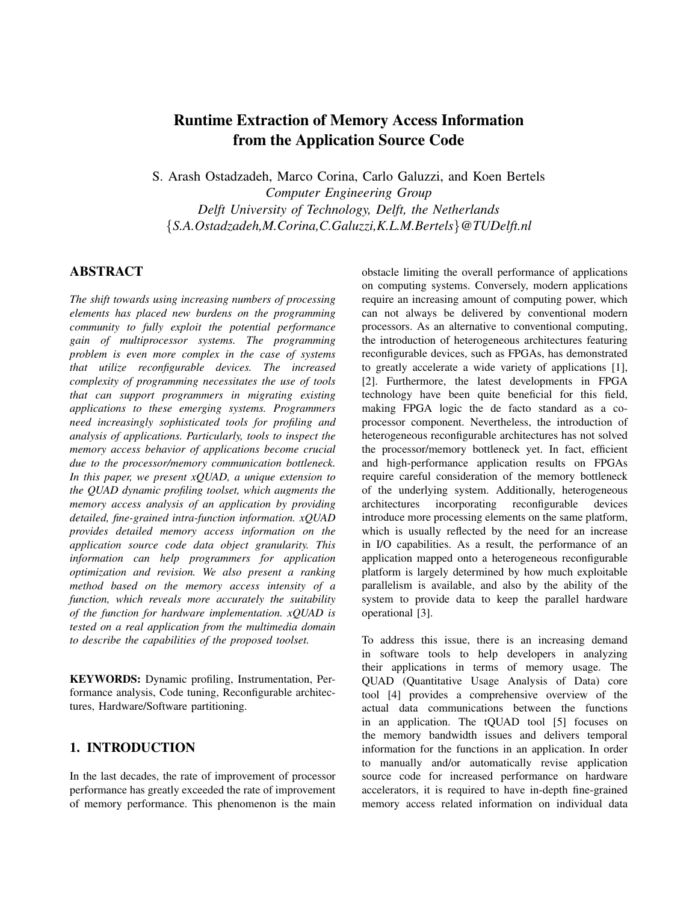# Runtime Extraction of Memory Access Information from the Application Source Code

S. Arash Ostadzadeh, Marco Corina, Carlo Galuzzi, and Koen Bertels

*Computer Engineering Group*

*Delft University of Technology, Delft, the Netherlands*

*{S.A.Ostadzadeh,M.Corina,C.Galuzzi,K.L.M.Bertels}@TUDelft.nl*

## ABSTRACT

*The shift towards using increasing numbers of processing elements has placed new burdens on the programming community to fully exploit the potential performance gain of multiprocessor systems. The programming problem is even more complex in the case of systems that utilize reconfigurable devices. The increased complexity of programming necessitates the use of tools that can support programmers in migrating existing applications to these emerging systems. Programmers need increasingly sophisticated tools for profiling and analysis of applications. Particularly, tools to inspect the memory access behavior of applications become crucial due to the processor/memory communication bottleneck. In this paper, we present xQUAD, a unique extension to the QUAD dynamic profiling toolset, which augments the memory access analysis of an application by providing detailed, fine-grained intra-function information. xQUAD provides detailed memory access information on the application source code data object granularity. This information can help programmers for application optimization and revision. We also present a ranking method based on the memory access intensity of a function, which reveals more accurately the suitability of the function for hardware implementation. xQUAD is tested on a real application from the multimedia domain to describe the capabilities of the proposed toolset.*

**KEYWORDS:** Dynamic profiling, Instrumentation, Performance analysis, Code tuning, Reconfigurable architectures, Hardware/Software partitioning.

## 1. INTRODUCTION

In the last decades, the rate of improvement of processor performance has greatly exceeded the rate of improvement of memory performance. This phenomenon is the main obstacle limiting the overall performance of applications on computing systems. Conversely, modern applications require an increasing amount of computing power, which can not always be delivered by conventional modern processors. As an alternative to conventional computing, the introduction of heterogeneous architectures featuring reconfigurable devices, such as FPGAs, has demonstrated to greatly accelerate a wide variety of applications [1], [2]. Furthermore, the latest developments in FPGA technology have been quite beneficial for this field, making FPGA logic the de facto standard as a co-processor component. Nevertheless, the introduction of heterogeneous reconfigurable architectures has not solved the processor/memory bottleneck yet. In fact, efficient and high-performance application results on FPGAs require careful consideration of the memory bottleneck of the underlying system. Additionally, heterogeneous architectures incorporating reconfigurable devices introduce more processing elements on the same platform, which is usually reflected by the need for an increase in I/O capabilities. As a result, the performance of an application mapped onto a heterogeneous reconfigurable platform is largely determined by how much exploitable parallelism is available, and also by the ability of the system to provide data to keep the parallel hardware operational [3].

To address this issue, there is an increasing demand in software tools to help developers in analyzing their applications in terms of memory usage. The QUAD (Quantitative Usage Analysis of Data) core tool [4] provides a comprehensive overview of the actual data communications between the functions in an application. The tQUAD tool [5] focuses on the memory bandwidth issues and delivers temporal information for the functions in an application. In order to manually and/or automatically revise application source code for increased performance on hardware accelerators, it is required to have in-depth fine-grained memory access related information on individual data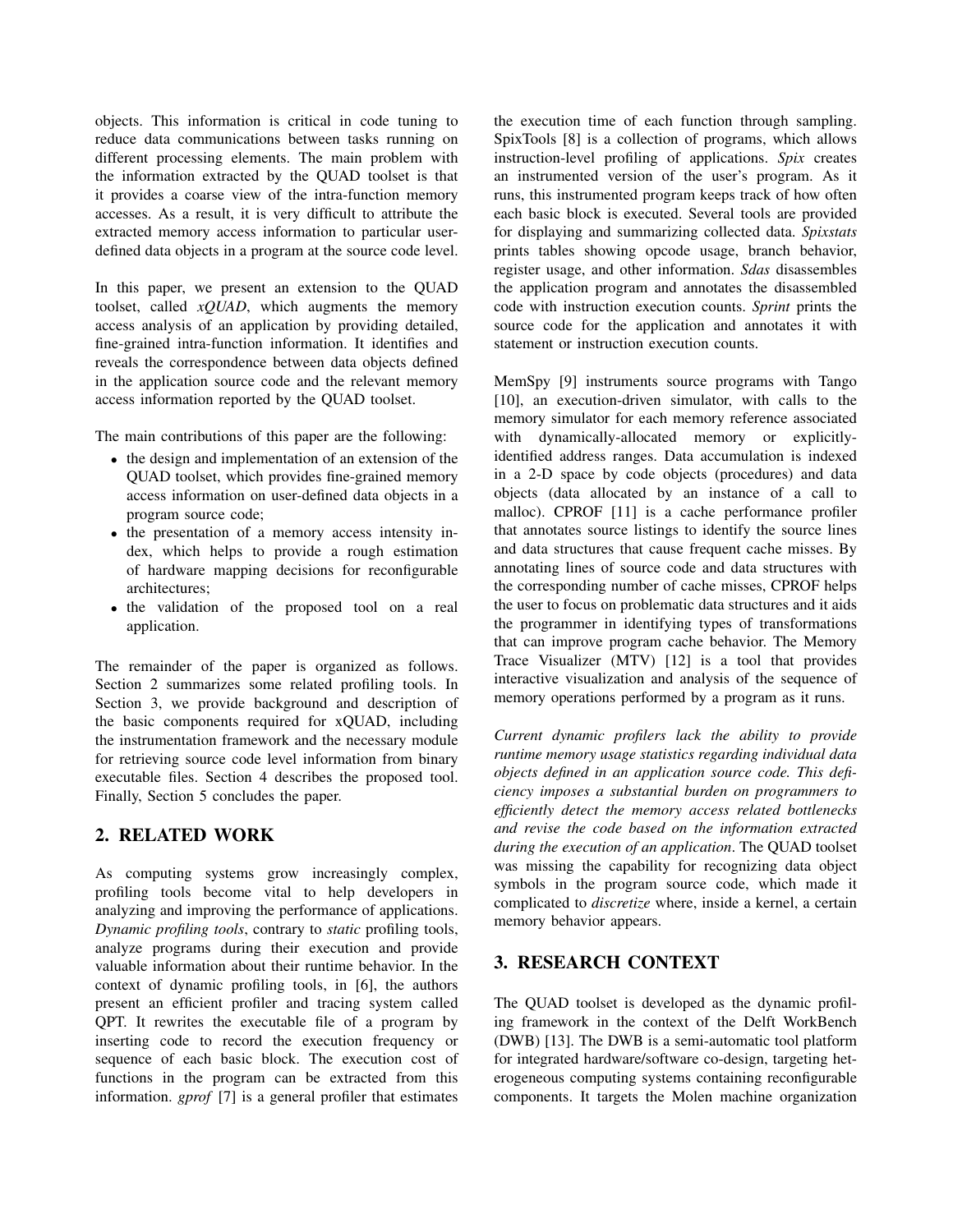objects. This information is critical in code tuning to reduce data communications between tasks running on different processing elements. The main problem with the information extracted by the QUAD toolset is that it provides a coarse view of the intra-function memory accesses. As a result, it is very difficult to attribute the extracted memory access information to particular user-defined data objects in a program at the source code level.

In this paper, we present an extension to the QUAD toolset, called *xQUAD*, which augments the memory access analysis of an application by providing detailed, fine-grained intra-function information. It identifies and reveals the correspondence between data objects defined in the application source code and the relevant memory access information reported by the QUAD toolset.

The main contributions of this paper are the following:

- the design and implementation of an extension of the QUAD toolset, which provides fine-grained memory access information on user-defined data objects in a program source code;
- the presentation of a memory access intensity index, which helps to provide a rough estimation of hardware mapping decisions for reconfigurable architectures;
- the validation of the proposed tool on a real application.

The remainder of the paper is organized as follows. Section 2 summarizes some related profiling tools. In Section 3, we provide background and description of the basic components required for xQUAD, including the instrumentation framework and the necessary module for retrieving source code level information from binary executable files. Section 4 describes the proposed tool. Finally, Section 5 concludes the paper.

## 2. RELATED WORK

As computing systems grow increasingly complex, profiling tools become vital to help developers in analyzing and improving the performance of applications. *Dynamic profiling tools*, contrary to *static* profiling tools, analyze programs during their execution and provide valuable information about their runtime behavior. In the context of dynamic profiling tools, in [6], the authors present an efficient profiler and tracing system called QPT. It rewrites the executable file of a program by inserting code to record the execution frequency or sequence of each basic block. The execution cost of functions in the program can be extracted from this information. *gprof* [7] is a general profiler that estimates the execution time of each function through sampling. SpixTools [8] is a collection of programs, which allows instruction-level profiling of applications. *Spix* creates an instrumented version of the user's program. As it runs, this instrumented program keeps track of how often each basic block is executed. Several tools are provided for displaying and summarizing collected data. *Spixstats* prints tables showing opcode usage, branch behavior, register usage, and other information. *Sdas* disassembles the application program and annotates the disassembled code with instruction execution counts. *Sprint* prints the source code for the application and annotates it with statement or instruction execution counts.

MemSpy [9] instruments source programs with Tango [10], an execution-driven simulator, with calls to the memory simulator for each memory reference associated with dynamically-allocated memory or explicitly-identified address ranges. Data accumulation is indexed in a 2-D space by code objects (procedures) and data objects (data allocated by an instance of a call to malloc). CPROF [11] is a cache performance profiler that annotates source listings to identify the source lines and data structures that cause frequent cache misses. By annotating lines of source code and data structures with the corresponding number of cache misses, CPROF helps the user to focus on problematic data structures and it aids the programmer in identifying types of transformations that can improve program cache behavior. The Memory Trace Visualizer (MTV) [12] is a tool that provides interactive visualization and analysis of the sequence of memory operations performed by a program as it runs.

*Current dynamic profilers lack the ability to provide runtime memory usage statistics regarding individual data objects defined in an application source code. This deficiency imposes a substantial burden on programmers to efficiently detect the memory access related bottlenecks and revise the code based on the information extracted during the execution of an application*. The QUAD toolset was missing the capability for recognizing data object symbols in the program source code, which made it complicated to *discretize* where, inside a kernel, a certain memory behavior appears.

## 3. RESEARCH CONTEXT

The QUAD toolset is developed as the dynamic profiling framework in the context of the Delft WorkBench (DWB) [13]. The DWB is a semi-automatic tool platform for integrated hardware/software co-design, targeting heterogeneous computing systems containing reconfigurable components. It targets the Molen machine organization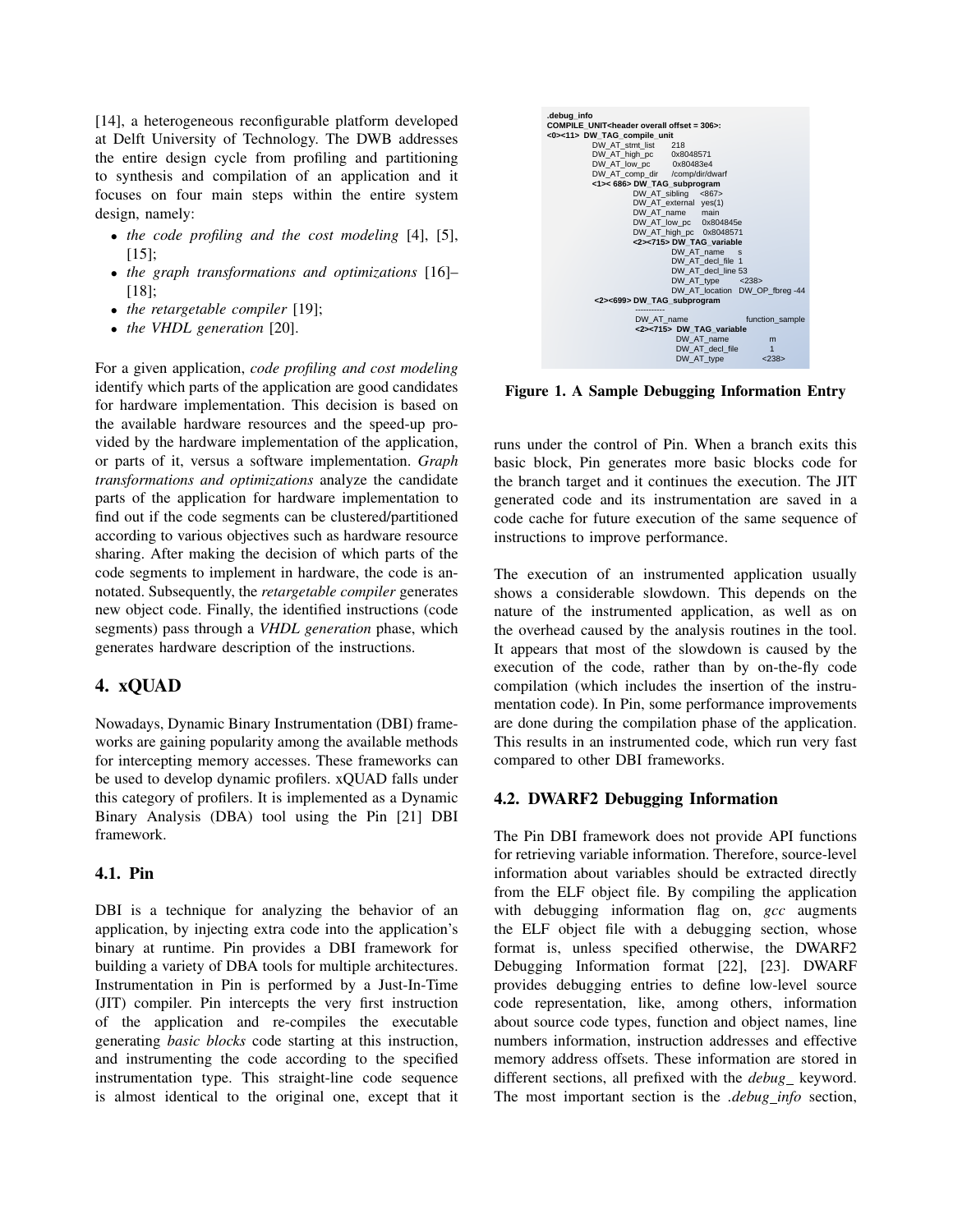[14], a heterogeneous reconfigurable platform developed at Delft University of Technology. The DWB addresses the entire design cycle from profiling and partitioning to synthesis and compilation of an application and it focuses on four main steps within the entire system design, namely:

- *the code profiling and the cost modeling* [4], [5], [15];
- *the graph transformations and optimizations* [16]–[18];
- *the retargetable compiler* [19];
- *the VHDL generation* [20].

For a given application, *code profiling and cost modeling* identify which parts of the application are good candidates for hardware implementation. This decision is based on the available hardware resources and the speed-up provided by the hardware implementation of the application, or parts of it, versus a software implementation. *Graph transformations and optimizations* analyze the candidate parts of the application for hardware implementation to find out if the code segments can be clustered/partitioned according to various objectives such as hardware resource sharing. After making the decision of which parts of the code segments to implement in hardware, the code is annotated. Subsequently, the *retargetable compiler* generates new object code. Finally, the identified instructions (code segments) pass through a *VHDL generation* phase, which generates hardware description of the instructions.

## 4. xQUAD

Nowadays, Dynamic Binary Instrumentation (DBI) frameworks are gaining popularity among the available methods for intercepting memory accesses. These frameworks can be used to develop dynamic profilers. xQUAD falls under this category of profilers. It is implemented as a Dynamic Binary Analysis (DBA) tool using the Pin [21] DBI framework.

### 4.1. Pin

DBI is a technique for analyzing the behavior of an application, by injecting extra code into the application's binary at runtime. Pin provides a DBI framework for building a variety of DBA tools for multiple architectures. Instrumentation in Pin is performed by a Just-In-Time (JIT) compiler. Pin intercepts the very first instruction of the application and re-compiles the executable generating *basic blocks* code starting at this instruction, and instrumenting the code according to the specified instrumentation type. This straight-line code sequence is almost identical to the original one, except that it runs under the control of Pin. When a branch exits this basic block, Pin generates more basic blocks code for the branch target and it continues the execution. The JIT generated code and its instrumentation are saved in a code cache for future execution of the same sequence of instructions to improve performance.

The execution of an instrumented application usually shows a considerable slowdown. This depends on the nature of the instrumented application, as well as on the overhead caused by the analysis routines in the tool. It appears that most of the slowdown is caused by the execution of the code, rather than by on-the-fly code compilation (which includes the insertion of the instrumentation code). In Pin, some performance improvements are done during the compilation phase of the application. This results in an instrumented code, which run very fast compared to other DBI frameworks.

```
.debug_info
COMPILE_UNIT<header overall offset = 306>:
<0><11>  DW_TAG_compile_unit
            DW_AT_stmt_list     218
            DW_AT_high_pc       0x8048571
            DW_AT_low_pc        0x80483e4
            DW_AT_comp_dir      /comp/dir/dwarf
            <1>< 686> DW_TAG_subprogram
                        DW_AT_sibling     <867>
                        DW_AT_external    yes(1)
                        DW_AT_name        main
                        DW_AT_low_pc      0x804845e
                        DW_AT_high_pc     0x8048571
                        <2><715> DW_TAG_variable
                                    DW_AT_name        s
                                    DW_AT_decl_file   1
                                    DW_AT_decl_line   53
                                    DW_AT_type        <238>
                                    DW_AT_location    DW_OP_fbreg -44
            <2><699> DW_TAG_subprogram
                        ----------
                        DW_AT_name                    function_sample
                        <2><715>  DW_TAG_variable
                                    DW_AT_name        m
                                    DW_AT_decl_file   1
                                    DW_AT_type        <238>
```

**Figure 1. A Sample Debugging Information Entry**

### 4.2. DWARF2 Debugging Information

The Pin DBI framework does not provide API functions for retrieving variable information. Therefore, source-level information about variables should be extracted directly from the ELF object file. By compiling the application with debugging information flag on, *gcc* augments the ELF object file with a debugging section, whose format is, unless specified otherwise, the DWARF2 Debugging Information format [22], [23]. DWARF provides debugging entries to define low-level source code representation, like, among others, information about source code types, function and object names, line numbers information, instruction addresses and effective memory address offsets. These information are stored in different sections, all prefixed with the *debug_* keyword. The most important section is the *.debug_info* section,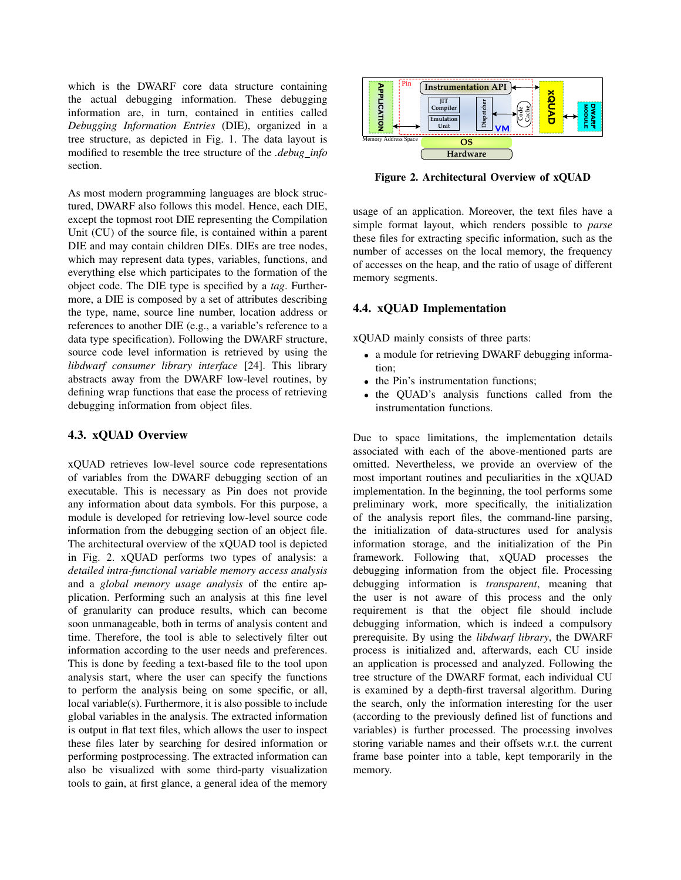which is the DWARF core data structure containing the actual debugging information. These debugging information are, in turn, contained in entities called *Debugging Information Entries* (DIE), organized in a tree structure, as depicted in Fig. 1. The data layout is modified to resemble the tree structure of the *.debug_info* section.

As most modern programming languages are block structured, DWARF also follows this model. Hence, each DIE, except the topmost root DIE representing the Compilation Unit (CU) of the source file, is contained within a parent DIE and may contain children DIEs. DIEs are tree nodes, which may represent data types, variables, functions, and everything else which participates to the formation of the object code. The DIE type is specified by a *tag*. Furthermore, a DIE is composed by a set of attributes describing the type, name, source line number, location address or references to another DIE (e.g., a variable's reference to a data type specification). Following the DWARF structure, source code level information is retrieved by using the *libdwarf consumer library interface* [24]. This library abstracts away from the DWARF low-level routines, by defining wrap functions that ease the process of retrieving debugging information from object files.

### 4.3. xQUAD Overview

xQUAD retrieves low-level source code representations of variables from the DWARF debugging section of an executable. This is necessary as Pin does not provide any information about data symbols. For this purpose, a module is developed for retrieving low-level source code information from the debugging section of an object file. The architectural overview of the xQUAD tool is depicted in Fig. 2. xQUAD performs two types of analysis: a *detailed intra-functional variable memory access analysis* and a *global memory usage analysis* of the entire application. Performing such an analysis at this fine level of granularity can produce results, which can become soon unmanageable, both in terms of analysis content and time. Therefore, the tool is able to selectively filter out information according to the user needs and preferences. This is done by feeding a text-based file to the tool upon analysis start, where the user can specify the functions to perform the analysis being on some specific, or all, local variable(s). Furthermore, it is also possible to include global variables in the analysis. The extracted information is output in flat text files, which allows the user to inspect these files later by searching for desired information or performing postprocessing. The extracted information can also be visualized with some third-party visualization tools to gain, at first glance, a general idea of the memory usage of an application. Moreover, the text files have a simple format layout, which renders possible to *parse* these files for extracting specific information, such as the number of accesses on the local memory, the frequency of accesses on the heap, and the ratio of usage of different memory segments.

APPLICATION
Pin
Instrumentation API
JIT Compiler
Emulation Unit
Dispatcher
Code Cache
VM
xQUAD
DWARF MODULE
Memory Address Space
OS
Hardware

**Figure 2. Architectural Overview of xQUAD**

### 4.4. xQUAD Implementation

xQUAD mainly consists of three parts:

- a module for retrieving DWARF debugging information;
- the Pin's instrumentation functions;
- the QUAD's analysis functions called from the instrumentation functions.

Due to space limitations, the implementation details associated with each of the above-mentioned parts are omitted. Nevertheless, we provide an overview of the most important routines and peculiarities in the xQUAD implementation. In the beginning, the tool performs some preliminary work, more specifically, the initialization of the analysis report files, the command-line parsing, the initialization of data-structures used for analysis information storage, and the initialization of the Pin framework. Following that, xQUAD processes the debugging information from the object file. Processing debugging information is *transparent*, meaning that the user is not aware of this process and the only requirement is that the object file should include debugging information, which is indeed a compulsory prerequisite. By using the *libdwarf library*, the DWARF process is initialized and, afterwards, each CU inside an application is processed and analyzed. Following the tree structure of the DWARF format, each individual CU is examined by a depth-first traversal algorithm. During the search, only the information interesting for the user (according to the previously defined list of functions and variables) is further processed. The processing involves storing variable names and their offsets w.r.t. the current frame base pointer into a table, kept temporarily in the memory.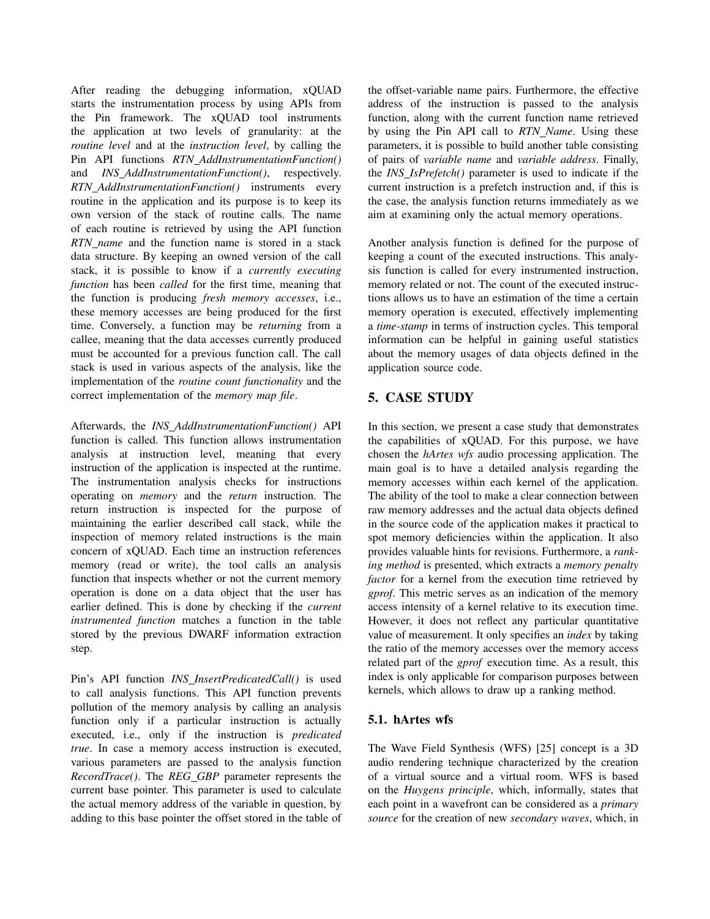After reading the debugging information, xQUAD starts the instrumentation process by using APIs from the Pin framework. The xQUAD tool instruments the application at two levels of granularity: at the *routine level* and at the *instruction level*, by calling the Pin API functions *RTN_AddInstrumentationFunction()* and *INS_AddInstrumentationFunction()*, respectively. *RTN_AddInstrumentationFunction()* instruments every routine in the application and its purpose is to keep its own version of the stack of routine calls. The name of each routine is retrieved by using the API function *RTN_name* and the function name is stored in a stack data structure. By keeping an owned version of the call stack, it is possible to know if a *currently executing function* has been *called* for the first time, meaning that the function is producing *fresh memory accesses*, i.e., these memory accesses are being produced for the first time. Conversely, a function may be *returning* from a callee, meaning that the data accesses currently produced must be accounted for a previous function call. The call stack is used in various aspects of the analysis, like the implementation of the *routine count functionality* and the correct implementation of the *memory map file*.

Afterwards, the *INS_AddInstrumentationFunction()* API function is called. This function allows instrumentation analysis at instruction level, meaning that every instruction of the application is inspected at the runtime. The instrumentation analysis checks for instructions operating on *memory* and the *return* instruction. The return instruction is inspected for the purpose of maintaining the earlier described call stack, while the inspection of memory related instructions is the main concern of xQUAD. Each time an instruction references memory (read or write), the tool calls an analysis function that inspects whether or not the current memory operation is done on a data object that the user has earlier defined. This is done by checking if the *current instrumented function* matches a function in the table stored by the previous DWARF information extraction step.

Pin's API function *INS_InsertPredicatedCall()* is used to call analysis functions. This API function prevents pollution of the memory analysis by calling an analysis function only if a particular instruction is actually executed, i.e., only if the instruction is *predicated true*. In case a memory access instruction is executed, various parameters are passed to the analysis function *RecordTrace()*. The *REG_GBP* parameter represents the current base pointer. This parameter is used to calculate the actual memory address of the variable in question, by adding to this base pointer the offset stored in the table of the offset-variable name pairs. Furthermore, the effective address of the instruction is passed to the analysis function, along with the current function name retrieved by using the Pin API call to *RTN_Name*. Using these parameters, it is possible to build another table consisting of pairs of *variable name* and *variable address*. Finally, the *INS_IsPrefetch()* parameter is used to indicate if the current instruction is a prefetch instruction and, if this is the case, the analysis function returns immediately as we aim at examining only the actual memory operations.

Another analysis function is defined for the purpose of keeping a count of the executed instructions. This analysis function is called for every instrumented instruction, memory related or not. The count of the executed instructions allows us to have an estimation of the time a certain memory operation is executed, effectively implementing a *time-stamp* in terms of instruction cycles. This temporal information can be helpful in gaining useful statistics about the memory usages of data objects defined in the application source code.

## 5. CASE STUDY

In this section, we present a case study that demonstrates the capabilities of xQUAD. For this purpose, we have chosen the *hArtes wfs* audio processing application. The main goal is to have a detailed analysis regarding the memory accesses within each kernel of the application. The ability of the tool to make a clear connection between raw memory addresses and the actual data objects defined in the source code of the application makes it practical to spot memory deficiencies within the application. It also provides valuable hints for revisions. Furthermore, a *ranking method* is presented, which extracts a *memory penalty factor* for a kernel from the execution time retrieved by *gprof*. This metric serves as an indication of the memory access intensity of a kernel relative to its execution time. However, it does not reflect any particular quantitative value of measurement. It only specifies an *index* by taking the ratio of the memory accesses over the memory access related part of the *gprof* execution time. As a result, this index is only applicable for comparison purposes between kernels, which allows to draw up a ranking method.

### 5.1. hArtes wfs

The Wave Field Synthesis (WFS) [25] concept is a 3D audio rendering technique characterized by the creation of a virtual source and a virtual room. WFS is based on the *Huygens principle*, which, informally, states that each point in a wavefront can be considered as a *primary source* for the creation of new *secondary waves*, which, in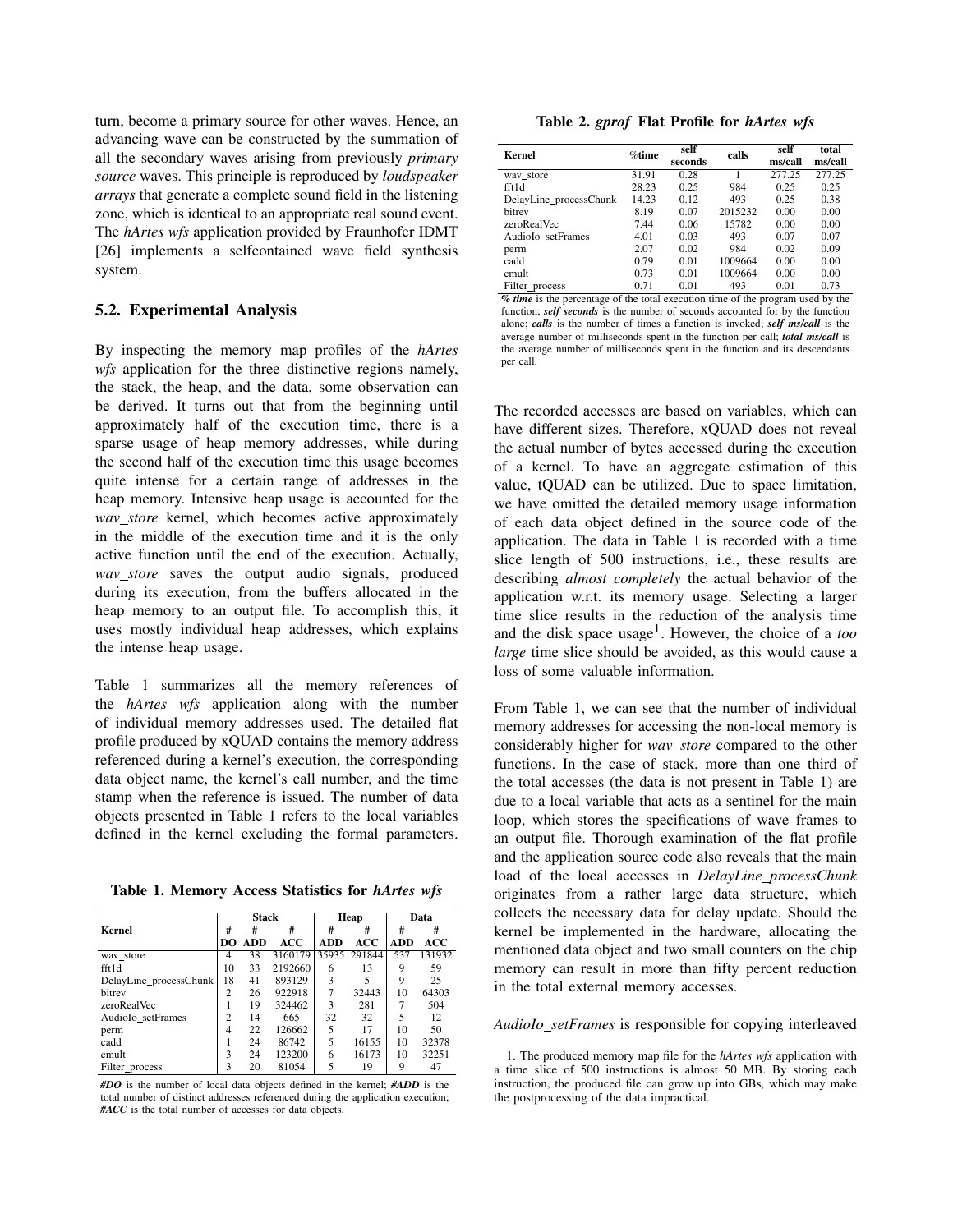turn, become a primary source for other waves. Hence, an advancing wave can be constructed by the summation of all the secondary waves arising from previously *primary source* waves. This principle is reproduced by *loudspeaker arrays* that generate a complete sound field in the listening zone, which is identical to an appropriate real sound event. The *hArtes wfs* application provided by Fraunhofer IDMT [26] implements a selfcontained wave field synthesis system.

## 5.2. Experimental Analysis

By inspecting the memory map profiles of the *hArtes wfs* application for the three distinctive regions namely, the stack, the heap, and the data, some observation can be derived. It turns out that from the beginning until approximately half of the execution time, there is a sparse usage of heap memory addresses, while during the second half of the execution time this usage becomes quite intense for a certain range of addresses in the heap memory. Intensive heap usage is accounted for the *wav_store* kernel, which becomes active approximately in the middle of the execution time and it is the only active function until the end of the execution. Actually, *wav_store* saves the output audio signals, produced during its execution, from the buffers allocated in the heap memory to an output file. To accomplish this, it uses mostly individual heap addresses, which explains the intense heap usage.

Table 1 summarizes all the memory references of the *hArtes wfs* application along with the number of individual memory addresses used. The detailed flat profile produced by xQUAD contains the memory address referenced during a kernel's execution, the corresponding data object name, the kernel's call number, and the time stamp when the reference is issued. The number of data objects presented in Table 1 refers to the local variables defined in the kernel excluding the formal parameters.

**Table 1. Memory Access Statistics for *hArtes wfs***

| Kernel | Stack | | | Heap | | Data | |
|---|---|---|---|---|---|---|---|
| | # DO | # ADD | # ACC | # ADD | # ACC | # ADD | # ACC |
| wav_store | 4 | 38 | 3160179 | 35935 | 291844 | 537 | 131932 |
| fft1d | 10 | 33 | 2192660 | 6 | 13 | 9 | 59 |
| DelayLine_processChunk | 18 | 41 | 893129 | 3 | 5 | 9 | 25 |
| bitrev | 2 | 26 | 922918 | 7 | 32443 | 10 | 64303 |
| zeroRealVec | 1 | 19 | 324462 | 3 | 281 | 7 | 504 |
| AudioIo_setFrames | 2 | 14 | 665 | 32 | 32 | 5 | 12 |
| perm | 4 | 22 | 126662 | 5 | 17 | 10 | 50 |
| cadd | 1 | 24 | 86742 | 5 | 16155 | 10 | 32378 |
| cmult | 3 | 24 | 123200 | 6 | 16173 | 10 | 32251 |
| Filter_process | 3 | 20 | 81054 | 5 | 19 | 9 | 47 |

***#DO*** is the number of local data objects defined in the kernel; ***#ADD*** is the total number of distinct addresses referenced during the application execution; ***#ACC*** is the total number of accesses for data objects.

**Table 2. *gprof* Flat Profile for *hArtes wfs***

| Kernel | %time | self seconds | calls | self ms/call | total ms/call |
|---|---|---|---|---|---|
| wav_store | 31.91 | 0.28 | 1 | 277.25 | 277.25 |
| fft1d | 28.23 | 0.25 | 984 | 0.25 | 0.25 |
| DelayLine_processChunk | 14.23 | 0.12 | 493 | 0.25 | 0.38 |
| bitrev | 8.19 | 0.07 | 2015232 | 0.00 | 0.00 |
| zeroRealVec | 7.44 | 0.06 | 15782 | 0.00 | 0.00 |
| AudioIo_setFrames | 4.01 | 0.03 | 493 | 0.07 | 0.07 |
| perm | 2.07 | 0.02 | 984 | 0.02 | 0.09 |
| cadd | 0.79 | 0.01 | 1009664 | 0.00 | 0.00 |
| cmult | 0.73 | 0.01 | 1009664 | 0.00 | 0.00 |
| Filter_process | 0.71 | 0.01 | 493 | 0.01 | 0.73 |

***% time*** is the percentage of the total execution time of the program used by the function; ***self seconds*** is the number of seconds accounted for by the function alone; ***calls*** is the number of times a function is invoked; ***self ms/call*** is the average number of milliseconds spent in the function per call; ***total ms/call*** is the average number of milliseconds spent in the function and its descendants per call.

The recorded accesses are based on variables, which can have different sizes. Therefore, xQUAD does not reveal the actual number of bytes accessed during the execution of a kernel. To have an aggregate estimation of this value, tQUAD can be utilized. Due to space limitation, we have omitted the detailed memory usage information of each data object defined in the source code of the application. The data in Table 1 is recorded with a time slice length of 500 instructions, i.e., these results are describing *almost completely* the actual behavior of the application w.r.t. its memory usage. Selecting a larger time slice results in the reduction of the analysis time and the disk space usage[1]. However, the choice of a *too large* time slice should be avoided, as this would cause a loss of some valuable information.

From Table 1, we can see that the number of individual memory addresses for accessing the non-local memory is considerably higher for *wav_store* compared to the other functions. In the case of stack, more than one third of the total accesses (the data is not present in Table 1) are due to a local variable that acts as a sentinel for the main loop, which stores the specifications of wave frames to an output file. Thorough examination of the flat profile and the application source code also reveals that the main load of the local accesses in *DelayLine_processChunk* originates from a rather large data structure, which collects the necessary data for delay update. Should the kernel be implemented in the hardware, allocating the mentioned data object and two small counters on the chip memory can result in more than fifty percent reduction in the total external memory accesses.

*AudioIo_setFrames* is responsible for copying interleaved

1. The produced memory map file for the *hArtes wfs* application with a time slice of 500 instructions is almost 50 MB. By storing each instruction, the produced file can grow up into GBs, which may make the postprocessing of the data impractical.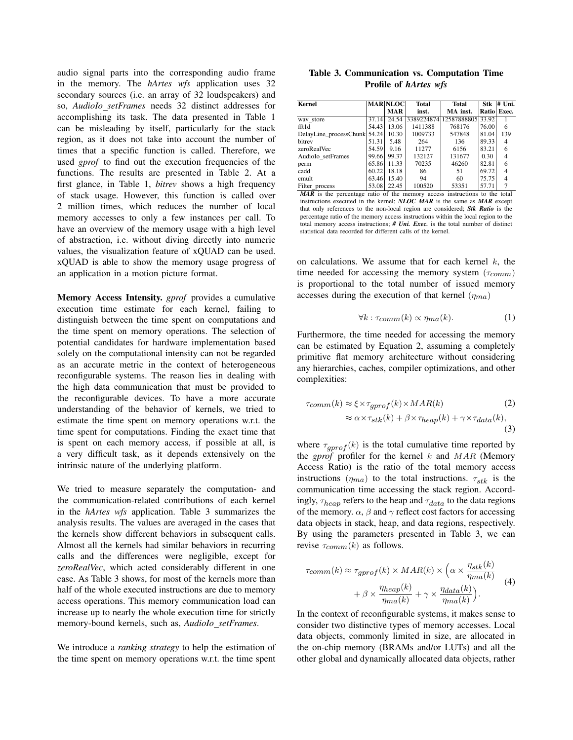audio signal parts into the corresponding audio frame in the memory. The *hArtes wfs* application uses 32 secondary sources (i.e. an array of 32 loudspeakers) and so, *AudioIo_setFrames* needs 32 distinct addresses for accomplishing its task. The data presented in Table 1 can be misleading by itself, particularly for the stack region, as it does not take into account the number of times that a specific function is called. Therefore, we used *gprof* to find out the execution frequencies of the functions. The results are presented in Table 2. At a first glance, in Table 1, *bitrev* shows a high frequency of stack usage. However, this function is called over 2 million times, which reduces the number of local memory accesses to only a few instances per call. To have an overview of the memory usage with a high level of abstraction, i.e. without diving directly into numeric values, the visualization feature of xQUAD can be used. xQUAD is able to show the memory usage progress of an application in a motion picture format.

**Memory Access Intensity.** *gprof* provides a cumulative execution time estimate for each kernel, failing to distinguish between the time spent on computations and the time spent on memory operations. The selection of potential candidates for hardware implementation based solely on the computational intensity can not be regarded as an accurate metric in the context of heterogeneous reconfigurable systems. The reason lies in dealing with the high data communication that must be provided to the reconfigurable devices. To have a more accurate understanding of the behavior of kernels, we tried to estimate the time spent on memory operations w.r.t. the time spent for computations. Finding the exact time that is spent on each memory access, if possible at all, is a very difficult task, as it depends extensively on the intrinsic nature of the underlying platform.

We tried to measure separately the computation- and the communication-related contributions of each kernel in the *hArtes wfs* application. Table 3 summarizes the analysis results. The values are averaged in the cases that the kernels show different behaviors in subsequent calls. Almost all the kernels had similar behaviors in recurring calls and the differences were negligible, except for *zeroRealVec*, which acted considerably different in one case. As Table 3 shows, for most of the kernels more than half of the whole executed instructions are due to memory access operations. This memory communication load can increase up to nearly the whole execution time for strictly memory-bound kernels, such as, *AudioIo_setFrames*.

We introduce a *ranking strategy* to help the estimation of the time spent on memory operations w.r.t. the time spent on calculations. We assume that for each kernel $k$, the time needed for accessing the memory system ($\tau_{comm}$) is proportional to the total number of issued memory accesses during the execution of that kernel ($\eta_{ma}$)

**Table 3. Communication vs. Computation Time Profile of *hArtes wfs***

| Kernel | MAR | NLOC MAR | Total inst. | Total MA inst. | Stk Ratio | # Uni. Exec. |
|---|---|---|---|---|---|---|
| wav_store | 37.14 | 24.54 | 3389224874 | 12587888805 | 33.92 | 1 |
| fft1d | 54.43 | 13.06 | 1411388 | 768176 | 76.00 | 6 |
| DelayLine_processChunk | 54.24 | 10.30 | 1009733 | 547848 | 81.04 | 139 |
| bitrev | 51.31 | 5.48 | 264 | 136 | 89.33 | 4 |
| zeroRealVec | 54.59 | 9.16 | 11277 | 6156 | 83.21 | 6 |
| AudioIo_setFrames | 99.66 | 99.37 | 132127 | 131677 | 0.30 | 4 |
| perm | 65.86 | 11.33 | 70235 | 46260 | 82.81 | 6 |
| cadd | 60.22 | 18.18 | 86 | 51 | 69.72 | 4 |
| cmult | 63.46 | 15.40 | 94 | 60 | 75.75 | 4 |
| Filter_process | 53.08 | 22.45 | 100520 | 53351 | 57.71 | 7 |

***MAR*** is the percentage ratio of the memory access instructions to the total instructions executed in the kernel; ***NLOC MAR*** is the same as ***MAR*** except that only references to the non-local region are considered; ***Stk Ratio*** is the percentage ratio of the memory access instructions within the local region to the total memory access instructions; ***# Uni. Exec.*** is the total number of distinct statistical data recorded for different calls of the kernel.

$$\forall k : \tau_{comm}(k) \propto \eta_{ma}(k). \tag{1}$$

Furthermore, the time needed for accessing the memory can be estimated by Equation 2, assuming a completely primitive flat memory architecture without considering any hierarchies, caches, compiler optimizations, and other complexities:

$$\tau_{comm}(k) \approx \xi \times \tau_{gprof}(k) \times MAR(k) \tag{2}$$

$$\approx \alpha \times \tau_{stk}(k) + \beta \times \tau_{heap}(k) + \gamma \times \tau_{data}(k), \tag{3}$$

where $\tau_{gprof}(k)$ is the total cumulative time reported by the *gprof* profiler for the kernel $k$ and $MAR$ (Memory Access Ratio) is the ratio of the total memory access instructions ($\eta_{ma}$) to the total instructions. $\tau_{stk}$ is the communication time accessing the stack region. Accordingly, $\tau_{heap}$ refers to the heap and $\tau_{data}$ to the data regions of the memory. $\alpha$, $\beta$ and $\gamma$ reflect cost factors for accessing data objects in stack, heap, and data regions, respectively. By using the parameters presented in Table 3, we can revise $\tau_{comm}(k)$ as follows.

$$\tau_{comm}(k) \approx \tau_{gprof}(k) \times MAR(k) \times \Big(\alpha \times \frac{\eta_{stk}(k)}{\eta_{ma}(k)} + \beta \times \frac{\eta_{heap}(k)}{\eta_{ma}(k)} + \gamma \times \frac{\eta_{data}(k)}{\eta_{ma}(k)}\Big). \tag{4}$$

In the context of reconfigurable systems, it makes sense to consider two distinctive types of memory accesses. Local data objects, commonly limited in size, are allocated in the on-chip memory (BRAMs and/or LUTs) and all the other global and dynamically allocated data objects, rather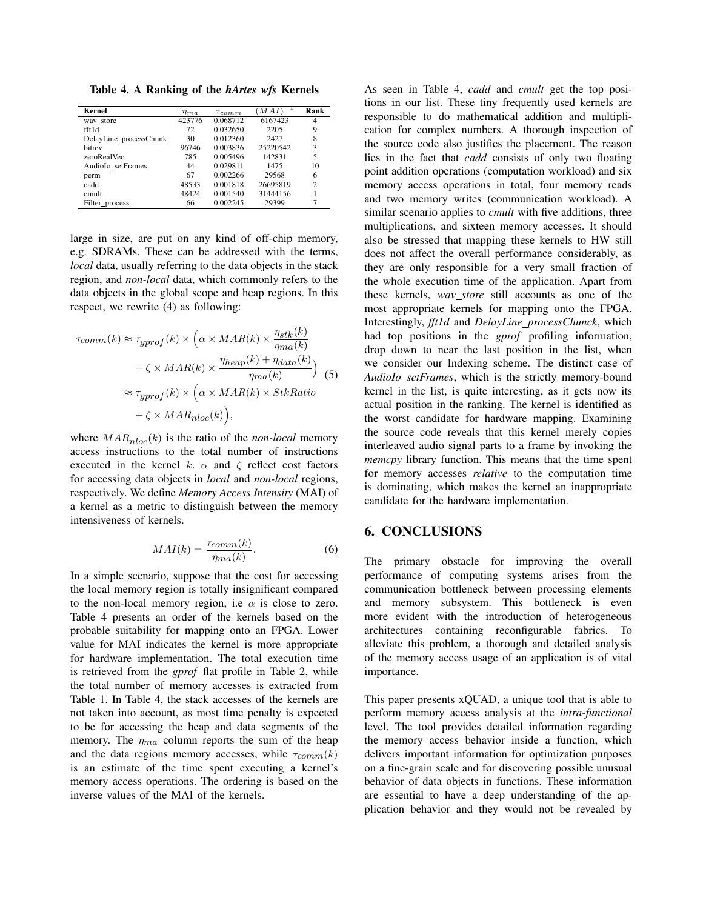Table 4. A Ranking of the *hArtes wfs* Kernels

| Kernel | $\eta_{ma}$ | $\tau_{comm}$ | $(MAI)^{-1}$ | Rank |
|---|---|---|---|---|
| wav_store | 423776 | 0.068712 | 6167423 | 4 |
| fft1d | 72 | 0.032650 | 2205 | 9 |
| DelayLine_processChunk | 30 | 0.012360 | 2427 | 8 |
| bitrev | 96746 | 0.003836 | 25220542 | 3 |
| zeroRealVec | 785 | 0.005496 | 142831 | 5 |
| AudioIo_setFrames | 44 | 0.029811 | 1475 | 10 |
| perm | 67 | 0.002266 | 29568 | 6 |
| cadd | 48533 | 0.001818 | 26695819 | 2 |
| cmult | 48424 | 0.001540 | 31444156 | 1 |
| Filter_process | 66 | 0.002245 | 29399 | 7 |

large in size, are put on any kind of off-chip memory, e.g. SDRAMs. These can be addressed with the terms, *local* data, usually referring to the data objects in the stack region, and *non-local* data, which commonly refers to the data objects in the global scope and heap regions. In this respect, we rewrite (4) as following:

$$
\begin{aligned}
\tau_{comm}(k) &\approx \tau_{gprof}(k) \times \Big(\alpha \times MAR(k) \times \frac{\eta_{stk}(k)}{\eta_{ma}(k)} \\
&\quad + \zeta \times MAR(k) \times \frac{\eta_{heap}(k) + \eta_{data}(k)}{\eta_{ma}(k)}\Big) \\
&\approx \tau_{gprof}(k) \times \Big(\alpha \times MAR(k) \times StkRatio \\
&\quad + \zeta \times MAR_{nloc}(k)\Big),
\end{aligned}
\tag{5}
$$

where $MAR_{nloc}(k)$ is the ratio of the *non-local* memory access instructions to the total number of instructions executed in the kernel $k$. $\alpha$ and $\zeta$ reflect cost factors for accessing data objects in *local* and *non-local* regions, respectively. We define *Memory Access Intensity* (MAI) of a kernel as a metric to distinguish between the memory intensiveness of kernels.

$$
MAI(k) = \frac{\tau_{comm}(k)}{\eta_{ma}(k)}. \tag{6}
$$

In a simple scenario, suppose that the cost for accessing the local memory region is totally insignificant compared to the non-local memory region, i.e $\alpha$ is close to zero. Table 4 presents an order of the kernels based on the probable suitability for mapping onto an FPGA. Lower value for MAI indicates the kernel is more appropriate for hardware implementation. The total execution time is retrieved from the *gprof* flat profile in Table 2, while the total number of memory accesses is extracted from Table 1. In Table 4, the stack accesses of the kernels are not taken into account, as most time penalty is expected to be for accessing the heap and data segments of the memory. The $\eta_{ma}$ column reports the sum of the heap and the data regions memory accesses, while $\tau_{comm}(k)$ is an estimate of the time spent executing a kernel's memory access operations. The ordering is based on the inverse values of the MAI of the kernels.

As seen in Table 4, *cadd* and *cmult* get the top positions in our list. These tiny frequently used kernels are responsible to do mathematical addition and multiplication for complex numbers. A thorough inspection of the source code also justifies the placement. The reason lies in the fact that *cadd* consists of only two floating point addition operations (computation workload) and six memory access operations in total, four memory reads and two memory writes (communication workload). A similar scenario applies to *cmult* with five additions, three multiplications, and sixteen memory accesses. It should also be stressed that mapping these kernels to HW still does not affect the overall performance considerably, as they are only responsible for a very small fraction of the whole execution time of the application. Apart from these kernels, *wav_store* still accounts as one of the most appropriate kernels for mapping onto the FPGA. Interestingly, *fft1d* and *DelayLine_processChunck*, which had top positions in the *gprof* profiling information, drop down to near the last position in the list, when we consider our Indexing scheme. The distinct case of *AudioIo_setFrames*, which is the strictly memory-bound kernel in the list, is quite interesting, as it gets now its actual position in the ranking. The kernel is identified as the worst candidate for hardware mapping. Examining the source code reveals that this kernel merely copies interleaved audio signal parts to a frame by invoking the *memcpy* library function. This means that the time spent for memory accesses *relative* to the computation time is dominating, which makes the kernel an inappropriate candidate for the hardware implementation.

## 6. CONCLUSIONS

The primary obstacle for improving the overall performance of computing systems arises from the communication bottleneck between processing elements and memory subsystem. This bottleneck is even more evident with the introduction of heterogeneous architectures containing reconfigurable fabrics. To alleviate this problem, a thorough and detailed analysis of the memory access usage of an application is of vital importance.

This paper presents xQUAD, a unique tool that is able to perform memory access analysis at the *intra-functional* level. The tool provides detailed information regarding the memory access behavior inside a function, which delivers important information for optimization purposes on a fine-grain scale and for discovering possible unusual behavior of data objects in functions. These information are essential to have a deep understanding of the application behavior and they would not be revealed by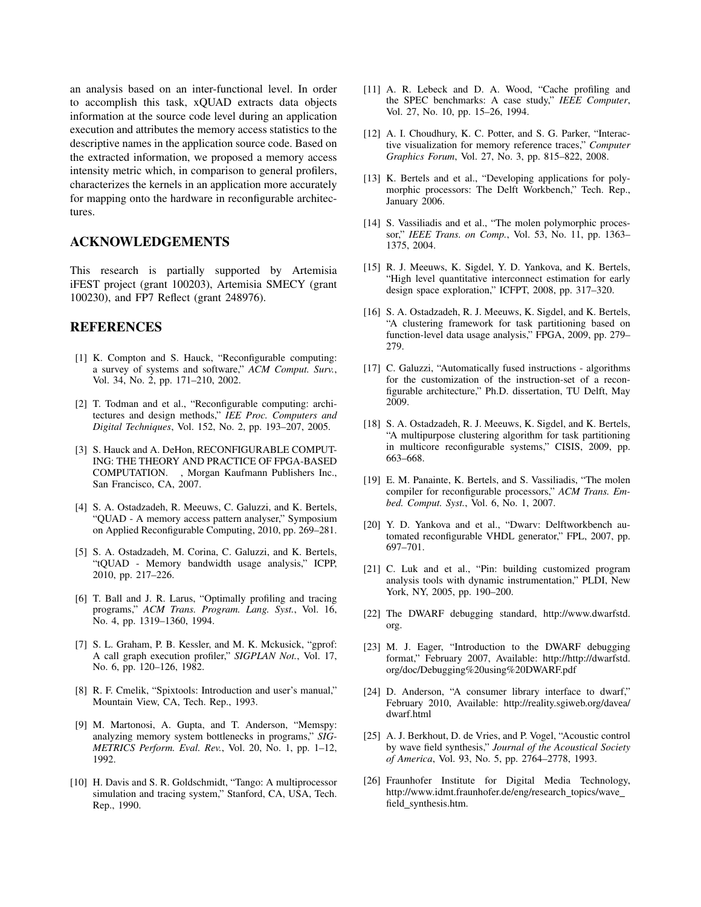an analysis based on an inter-functional level. In order to accomplish this task, xQUAD extracts data objects information at the source code level during an application execution and attributes the memory access statistics to the descriptive names in the application source code. Based on the extracted information, we proposed a memory access intensity metric which, in comparison to general profilers, characterizes the kernels in an application more accurately for mapping onto the hardware in reconfigurable architectures.

## ACKNOWLEDGEMENTS

This research is partially supported by Artemisia iFEST project (grant 100203), Artemisia SMECY (grant 100230), and FP7 Reflect (grant 248976).

## REFERENCES

[1] K. Compton and S. Hauck, "Reconfigurable computing: a survey of systems and software," *ACM Comput. Surv.*, Vol. 34, No. 2, pp. 171–210, 2002.

[2] T. Todman and et al., "Reconfigurable computing: architectures and design methods," *IEE Proc. Computers and Digital Techniques*, Vol. 152, No. 2, pp. 193–207, 2005.

[3] S. Hauck and A. DeHon, RECONFIGURABLE COMPUTING: THE THEORY AND PRACTICE OF FPGA-BASED COMPUTATION. , Morgan Kaufmann Publishers Inc., San Francisco, CA, 2007.

[4] S. A. Ostadzadeh, R. Meeuws, C. Galuzzi, and K. Bertels, "QUAD - A memory access pattern analyser," Symposium on Applied Reconfigurable Computing, 2010, pp. 269–281.

[5] S. A. Ostadzadeh, M. Corina, C. Galuzzi, and K. Bertels, "tQUAD - Memory bandwidth usage analysis," ICPP, 2010, pp. 217–226.

[6] T. Ball and J. R. Larus, "Optimally profiling and tracing programs," *ACM Trans. Program. Lang. Syst.*, Vol. 16, No. 4, pp. 1319–1360, 1994.

[7] S. L. Graham, P. B. Kessler, and M. K. Mckusick, "gprof: A call graph execution profiler," *SIGPLAN Not.*, Vol. 17, No. 6, pp. 120–126, 1982.

[8] R. F. Cmelik, "Spixtools: Introduction and user's manual," Mountain View, CA, Tech. Rep., 1993.

[9] M. Martonosi, A. Gupta, and T. Anderson, "Memspy: analyzing memory system bottlenecks in programs," *SIGMETRICS Perform. Eval. Rev.*, Vol. 20, No. 1, pp. 1–12, 1992.

[10] H. Davis and S. R. Goldschmidt, "Tango: A multiprocessor simulation and tracing system," Stanford, CA, USA, Tech. Rep., 1990.

[11] A. R. Lebeck and D. A. Wood, "Cache profiling and the SPEC benchmarks: A case study," *IEEE Computer*, Vol. 27, No. 10, pp. 15–26, 1994.

[12] A. I. Choudhury, K. C. Potter, and S. G. Parker, "Interactive visualization for memory reference traces," *Computer Graphics Forum*, Vol. 27, No. 3, pp. 815–822, 2008.

[13] K. Bertels and et al., "Developing applications for polymorphic processors: The Delft Workbench," Tech. Rep., January 2006.

[14] S. Vassiliadis and et al., "The molen polymorphic processor," *IEEE Trans. on Comp.*, Vol. 53, No. 11, pp. 1363–1375, 2004.

[15] R. J. Meeuws, K. Sigdel, Y. D. Yankova, and K. Bertels, "High level quantitative interconnect estimation for early design space exploration," ICFPT, 2008, pp. 317–320.

[16] S. A. Ostadzadeh, R. J. Meeuws, K. Sigdel, and K. Bertels, "A clustering framework for task partitioning based on function-level data usage analysis," FPGA, 2009, pp. 279–279.

[17] C. Galuzzi, "Automatically fused instructions - algorithms for the customization of the instruction-set of a reconfigurable architecture," Ph.D. dissertation, TU Delft, May 2009.

[18] S. A. Ostadzadeh, R. J. Meeuws, K. Sigdel, and K. Bertels, "A multipurpose clustering algorithm for task partitioning in multicore reconfigurable systems," CISIS, 2009, pp. 663–668.

[19] E. M. Panainte, K. Bertels, and S. Vassiliadis, "The molen compiler for reconfigurable processors," *ACM Trans. Embed. Comput. Syst.*, Vol. 6, No. 1, 2007.

[20] Y. D. Yankova and et al., "Dwarv: Delftworkbench automated reconfigurable VHDL generator," FPL, 2007, pp. 697–701.

[21] C. Luk and et al., "Pin: building customized program analysis tools with dynamic instrumentation," PLDI, New York, NY, 2005, pp. 190–200.

[22] The DWARF debugging standard, http://www.dwarfstd.org.

[23] M. J. Eager, "Introduction to the DWARF debugging format," February 2007, Available: http://http://dwarfstd.org/doc/Debugging%20using%20DWARF.pdf

[24] D. Anderson, "A consumer library interface to dwarf," February 2010, Available: http://reality.sgiweb.org/davea/dwarf.html

[25] A. J. Berkhout, D. de Vries, and P. Vogel, "Acoustic control by wave field synthesis," *Journal of the Acoustical Society of America*, Vol. 93, No. 5, pp. 2764–2778, 1993.

[26] Fraunhofer Institute for Digital Media Technology, http://www.idmt.fraunhofer.de/eng/research_topics/wave_field_synthesis.htm.